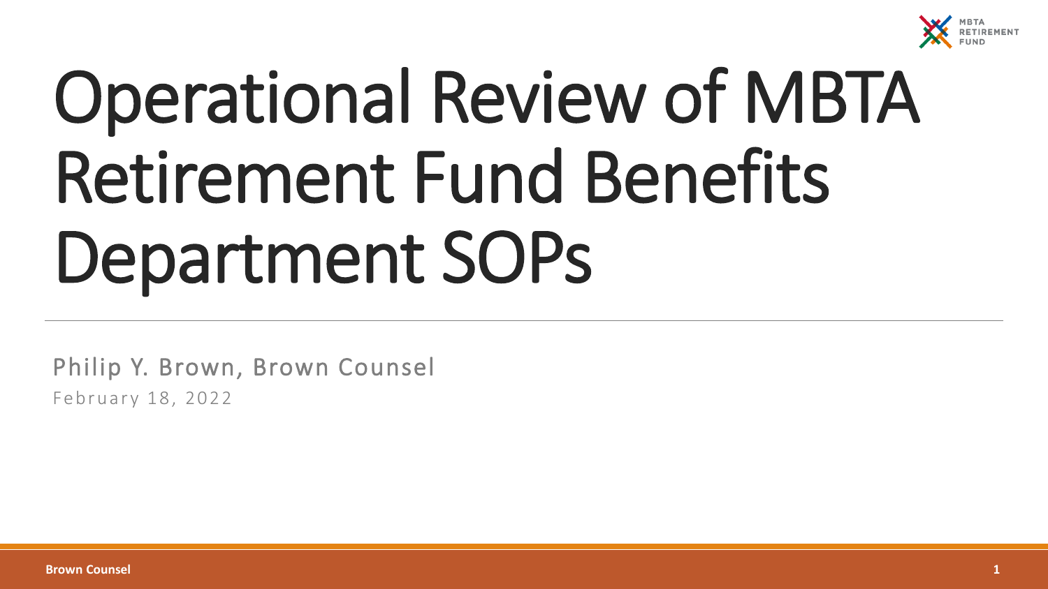# Operational Review of MBTA Retirement Fund Benefits Department SOPs

Philip Y. Brown, Brown Counsel

February 18, 2022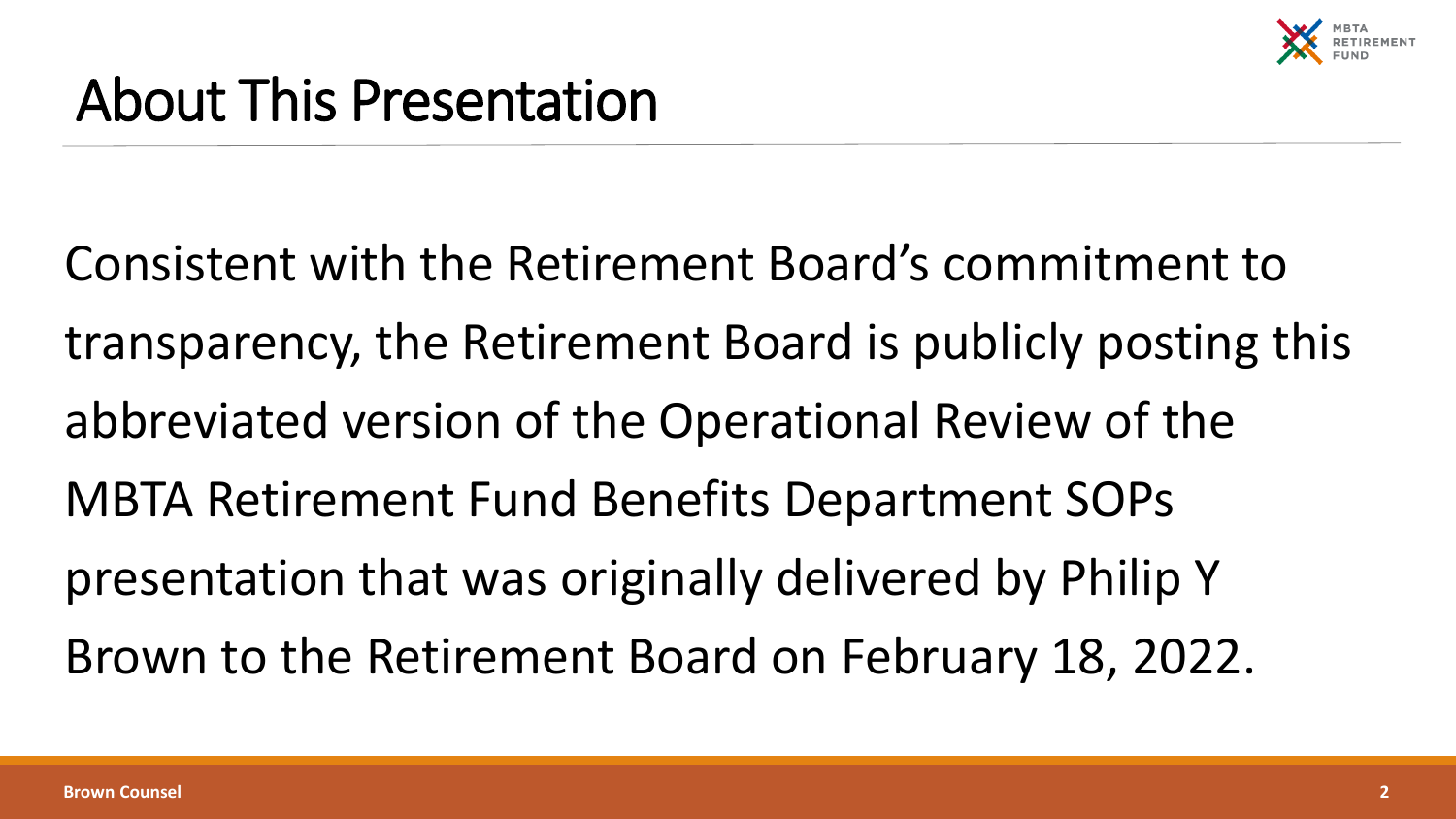# About This Presentation

Consistent with the Retirement Board's commitment to transparency, the Retirement Board is publicly posting this abbreviated version of the Operational Review of the MBTA Retirement Fund Benefits Department SOPs presentation that was originally delivered by Philip Y Brown to the Retirement Board on February 18, 2022.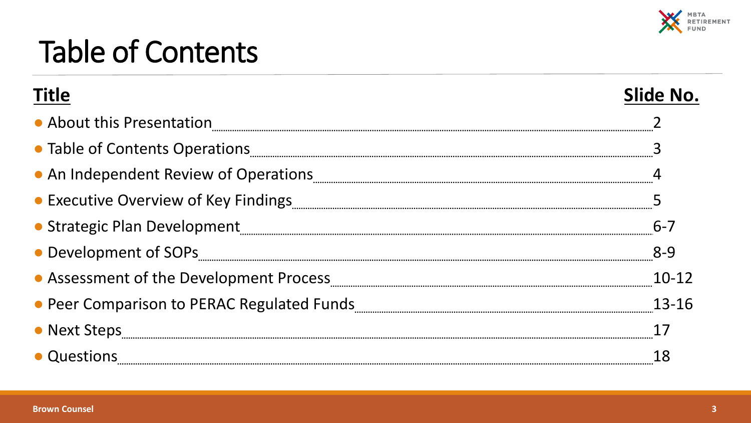# Table of Contents

| Title | Slide No. |
| --- | --- |
| About this Presentation | 2 |
| Table of Contents Operations | 3 |
| An Independent Review of Operations | 4 |
| Executive Overview of Key Findings | 5 |
| Strategic Plan Development | 6-7 |
| Development of SOPs | 8-9 |
| Assessment of the Development Process | 10-12 |
| Peer Comparison to PERAC Regulated Funds | 13-16 |
| Next Steps | 17 |
| Questions | 18 |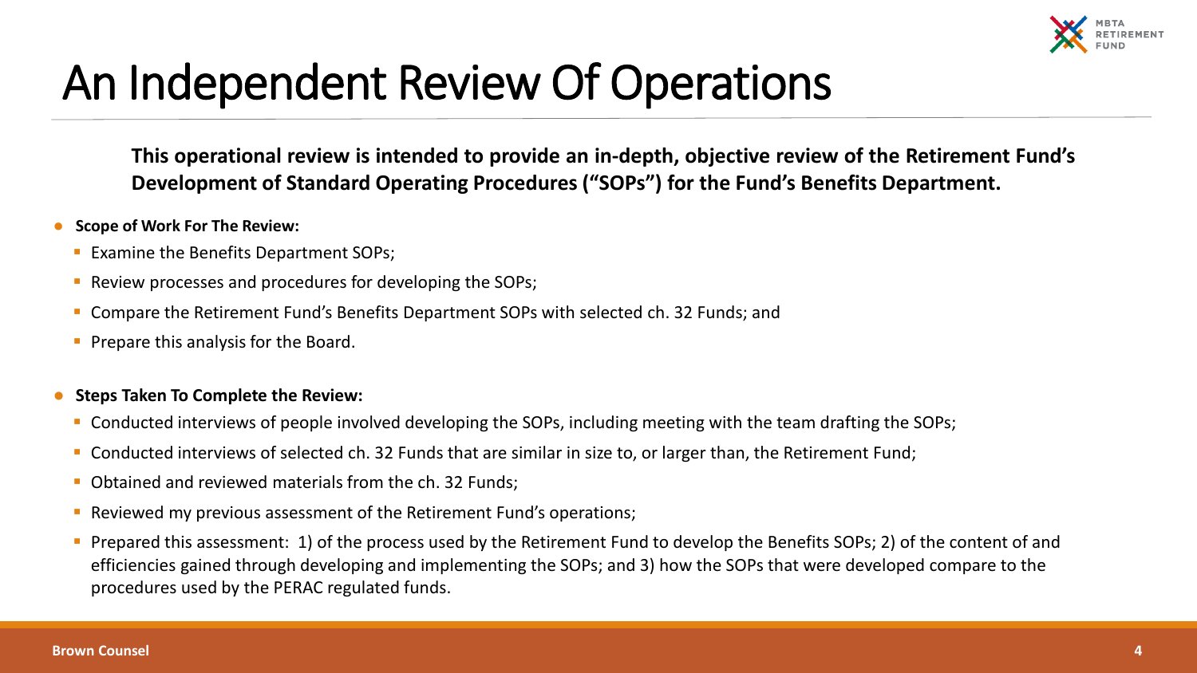# An Independent Review Of Operations

**This operational review is intended to provide an in-depth, objective review of the Retirement Fund's Development of Standard Operating Procedures ("SOPs") for the Fund's Benefits Department.**

- **Scope of Work For The Review:**
  - Examine the Benefits Department SOPs;
  - Review processes and procedures for developing the SOPs;
  - Compare the Retirement Fund's Benefits Department SOPs with selected ch. 32 Funds; and
  - Prepare this analysis for the Board.

- **Steps Taken To Complete the Review:**
  - Conducted interviews of people involved developing the SOPs, including meeting with the team drafting the SOPs;
  - Conducted interviews of selected ch. 32 Funds that are similar in size to, or larger than, the Retirement Fund;
  - Obtained and reviewed materials from the ch. 32 Funds;
  - Reviewed my previous assessment of the Retirement Fund's operations;
  - Prepared this assessment: 1) of the process used by the Retirement Fund to develop the Benefits SOPs; 2) of the content of and efficiencies gained through developing and implementing the SOPs; and 3) how the SOPs that were developed compare to the procedures used by the PERAC regulated funds.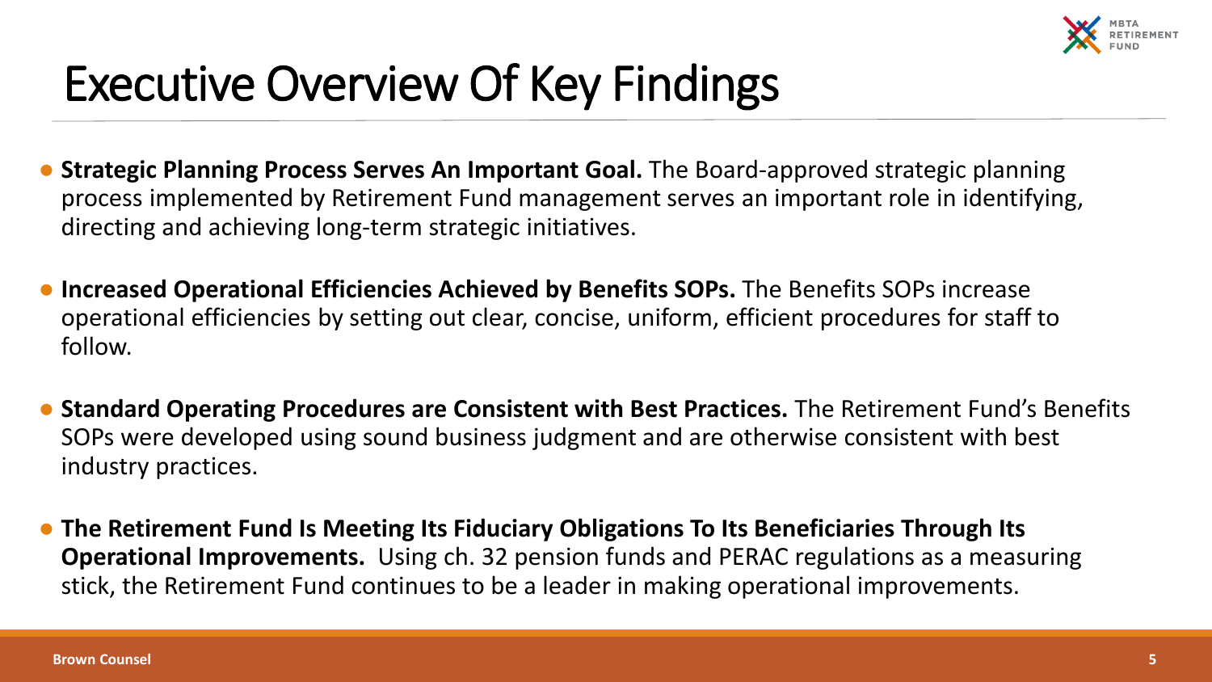# Executive Overview Of Key Findings

- **Strategic Planning Process Serves An Important Goal.** The Board-approved strategic planning process implemented by Retirement Fund management serves an important role in identifying, directing and achieving long-term strategic initiatives.
- **Increased Operational Efficiencies Achieved by Benefits SOPs.** The Benefits SOPs increase operational efficiencies by setting out clear, concise, uniform, efficient procedures for staff to follow.
- **Standard Operating Procedures are Consistent with Best Practices.** The Retirement Fund's Benefits SOPs were developed using sound business judgment and are otherwise consistent with best industry practices.
- **The Retirement Fund Is Meeting Its Fiduciary Obligations To Its Beneficiaries Through Its Operational Improvements.** Using ch. 32 pension funds and PERAC regulations as a measuring stick, the Retirement Fund continues to be a leader in making operational improvements.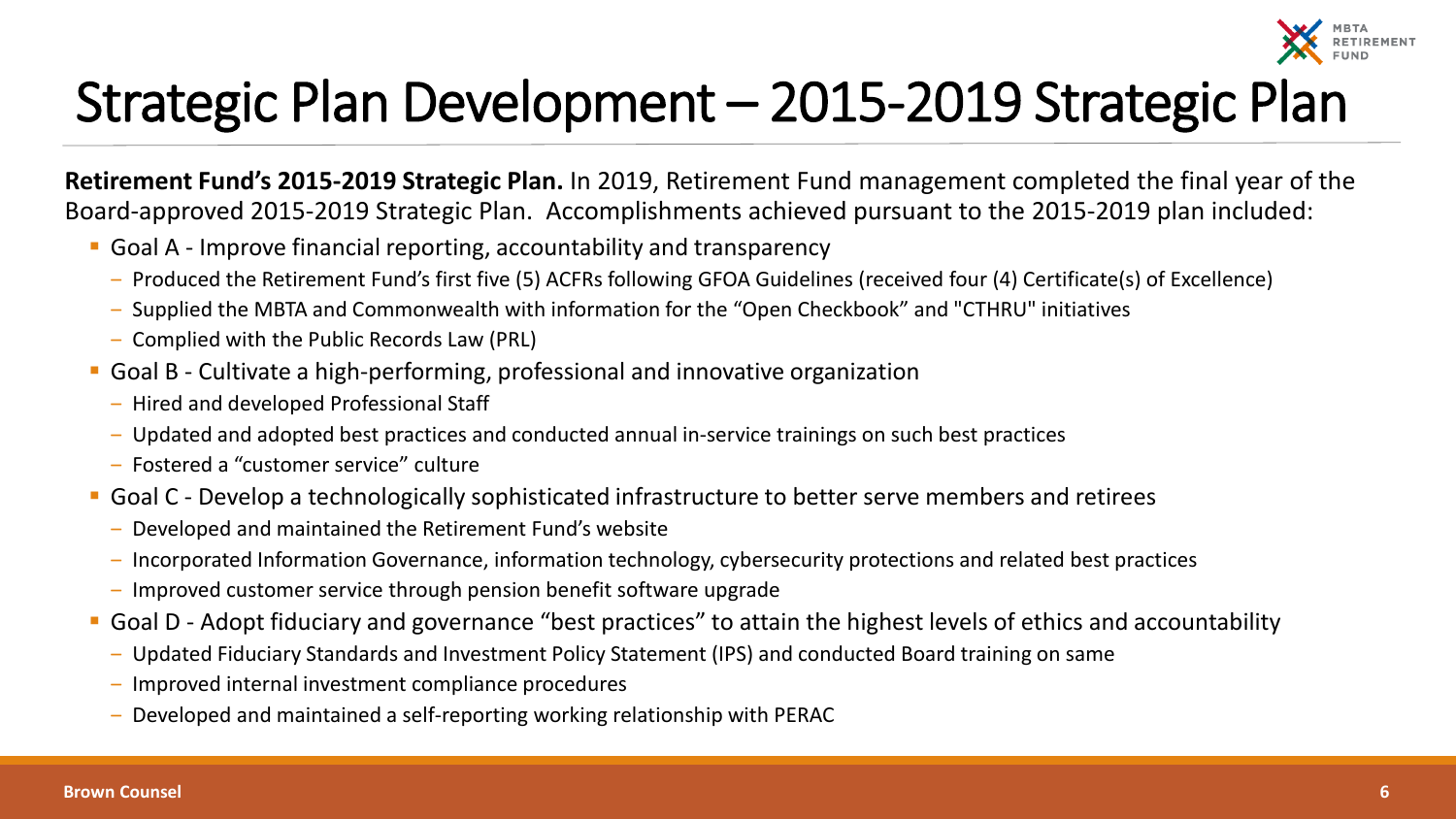# Strategic Plan Development – 2015-2019 Strategic Plan

**Retirement Fund's 2015-2019 Strategic Plan.** In 2019, Retirement Fund management completed the final year of the Board-approved 2015-2019 Strategic Plan. Accomplishments achieved pursuant to the 2015-2019 plan included:

- Goal A - Improve financial reporting, accountability and transparency
  - Produced the Retirement Fund's first five (5) ACFRs following GFOA Guidelines (received four (4) Certificate(s) of Excellence)
  - Supplied the MBTA and Commonwealth with information for the "Open Checkbook" and "CTHRU" initiatives
  - Complied with the Public Records Law (PRL)
- Goal B - Cultivate a high-performing, professional and innovative organization
  - Hired and developed Professional Staff
  - Updated and adopted best practices and conducted annual in-service trainings on such best practices
  - Fostered a "customer service" culture
- Goal C - Develop a technologically sophisticated infrastructure to better serve members and retirees
  - Developed and maintained the Retirement Fund's website
  - Incorporated Information Governance, information technology, cybersecurity protections and related best practices
  - Improved customer service through pension benefit software upgrade
- Goal D - Adopt fiduciary and governance "best practices" to attain the highest levels of ethics and accountability
  - Updated Fiduciary Standards and Investment Policy Statement (IPS) and conducted Board training on same
  - Improved internal investment compliance procedures
  - Developed and maintained a self-reporting working relationship with PERAC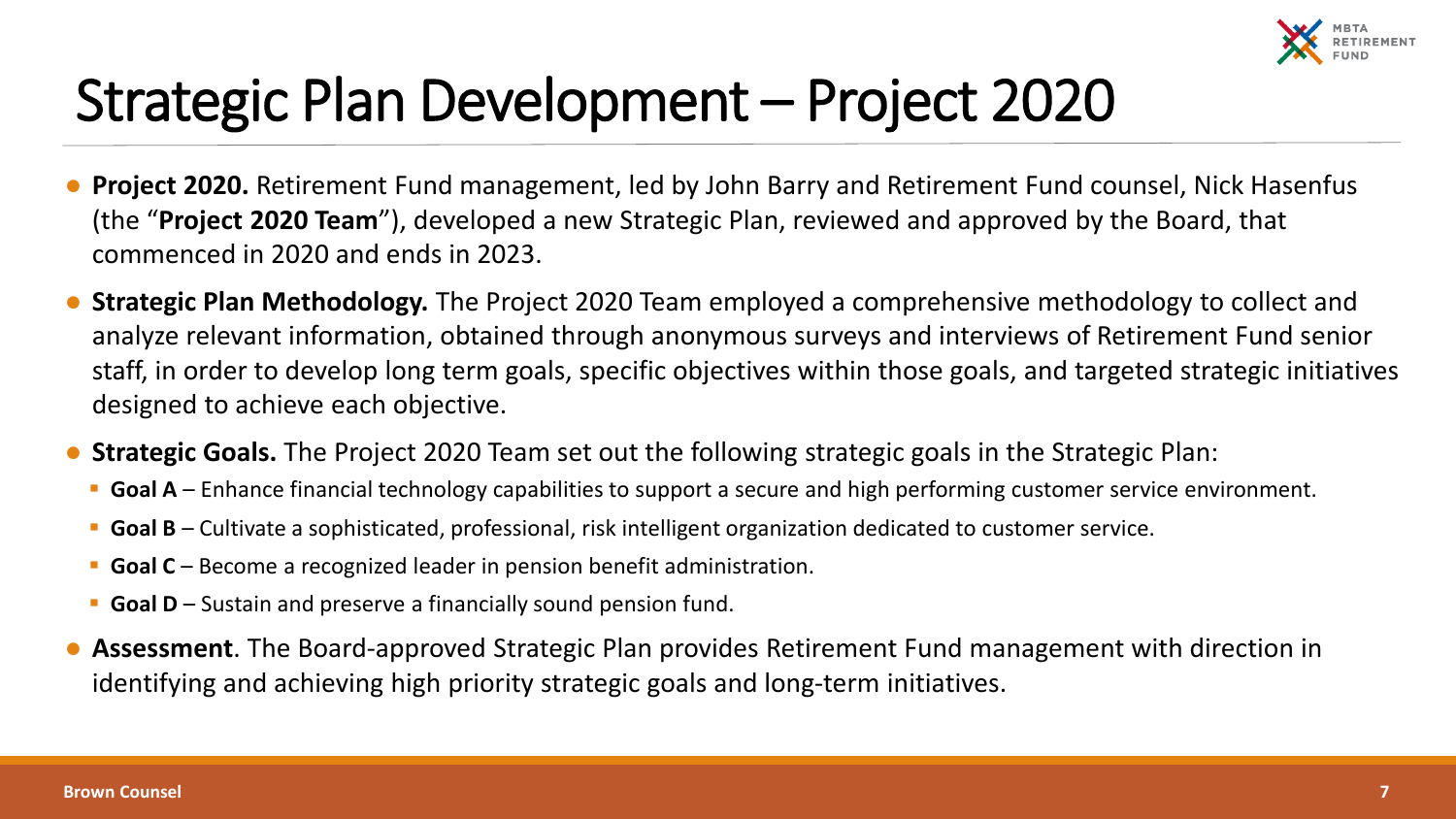# Strategic Plan Development – Project 2020

- **Project 2020.** Retirement Fund management, led by John Barry and Retirement Fund counsel, Nick Hasenfus (the "**Project 2020 Team**"), developed a new Strategic Plan, reviewed and approved by the Board, that commenced in 2020 and ends in 2023.
- **Strategic Plan Methodology.** The Project 2020 Team employed a comprehensive methodology to collect and analyze relevant information, obtained through anonymous surveys and interviews of Retirement Fund senior staff, in order to develop long term goals, specific objectives within those goals, and targeted strategic initiatives designed to achieve each objective.
- **Strategic Goals.** The Project 2020 Team set out the following strategic goals in the Strategic Plan:
  - **Goal A** – Enhance financial technology capabilities to support a secure and high performing customer service environment.
  - **Goal B** – Cultivate a sophisticated, professional, risk intelligent organization dedicated to customer service.
  - **Goal C** – Become a recognized leader in pension benefit administration.
  - **Goal D** – Sustain and preserve a financially sound pension fund.
- **Assessment**. The Board-approved Strategic Plan provides Retirement Fund management with direction in identifying and achieving high priority strategic goals and long-term initiatives.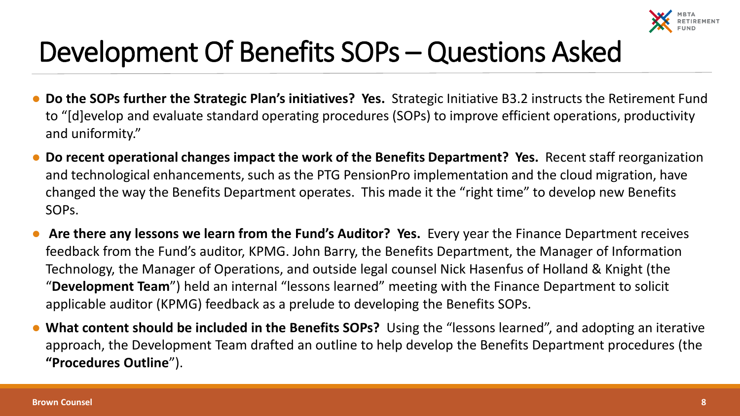# Development Of Benefits SOPs – Questions Asked

- **Do the SOPs further the Strategic Plan's initiatives? Yes.** Strategic Initiative B3.2 instructs the Retirement Fund to "[d]evelop and evaluate standard operating procedures (SOPs) to improve efficient operations, productivity and uniformity."
- **Do recent operational changes impact the work of the Benefits Department? Yes.** Recent staff reorganization and technological enhancements, such as the PTG PensionPro implementation and the cloud migration, have changed the way the Benefits Department operates. This made it the "right time" to develop new Benefits SOPs.
- **Are there any lessons we learn from the Fund's Auditor? Yes.** Every year the Finance Department receives feedback from the Fund's auditor, KPMG. John Barry, the Benefits Department, the Manager of Information Technology, the Manager of Operations, and outside legal counsel Nick Hasenfus of Holland & Knight (the "**Development Team**") held an internal "lessons learned" meeting with the Finance Department to solicit applicable auditor (KPMG) feedback as a prelude to developing the Benefits SOPs.
- **What content should be included in the Benefits SOPs?** Using the "lessons learned", and adopting an iterative approach, the Development Team drafted an outline to help develop the Benefits Department procedures (the **"Procedures Outline**").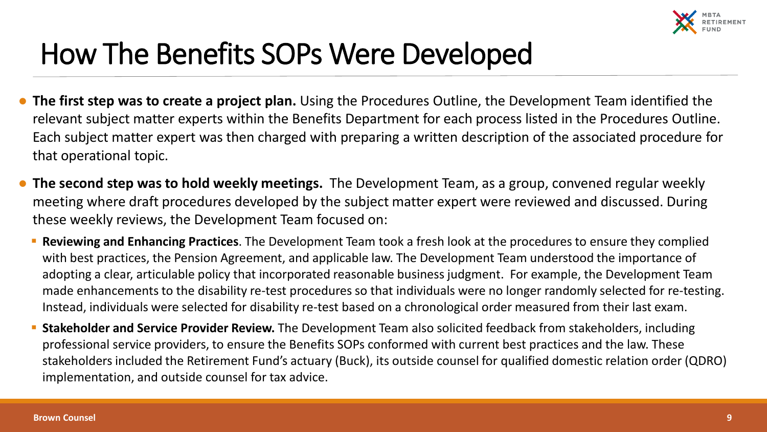# How The Benefits SOPs Were Developed

- **The first step was to create a project plan.** Using the Procedures Outline, the Development Team identified the relevant subject matter experts within the Benefits Department for each process listed in the Procedures Outline. Each subject matter expert was then charged with preparing a written description of the associated procedure for that operational topic.
- **The second step was to hold weekly meetings.** The Development Team, as a group, convened regular weekly meeting where draft procedures developed by the subject matter expert were reviewed and discussed. During these weekly reviews, the Development Team focused on:
  - **Reviewing and Enhancing Practices**. The Development Team took a fresh look at the procedures to ensure they complied with best practices, the Pension Agreement, and applicable law. The Development Team understood the importance of adopting a clear, articulable policy that incorporated reasonable business judgment. For example, the Development Team made enhancements to the disability re-test procedures so that individuals were no longer randomly selected for re-testing. Instead, individuals were selected for disability re-test based on a chronological order measured from their last exam.
  - **Stakeholder and Service Provider Review.** The Development Team also solicited feedback from stakeholders, including professional service providers, to ensure the Benefits SOPs conformed with current best practices and the law. These stakeholders included the Retirement Fund's actuary (Buck), its outside counsel for qualified domestic relation order (QDRO) implementation, and outside counsel for tax advice.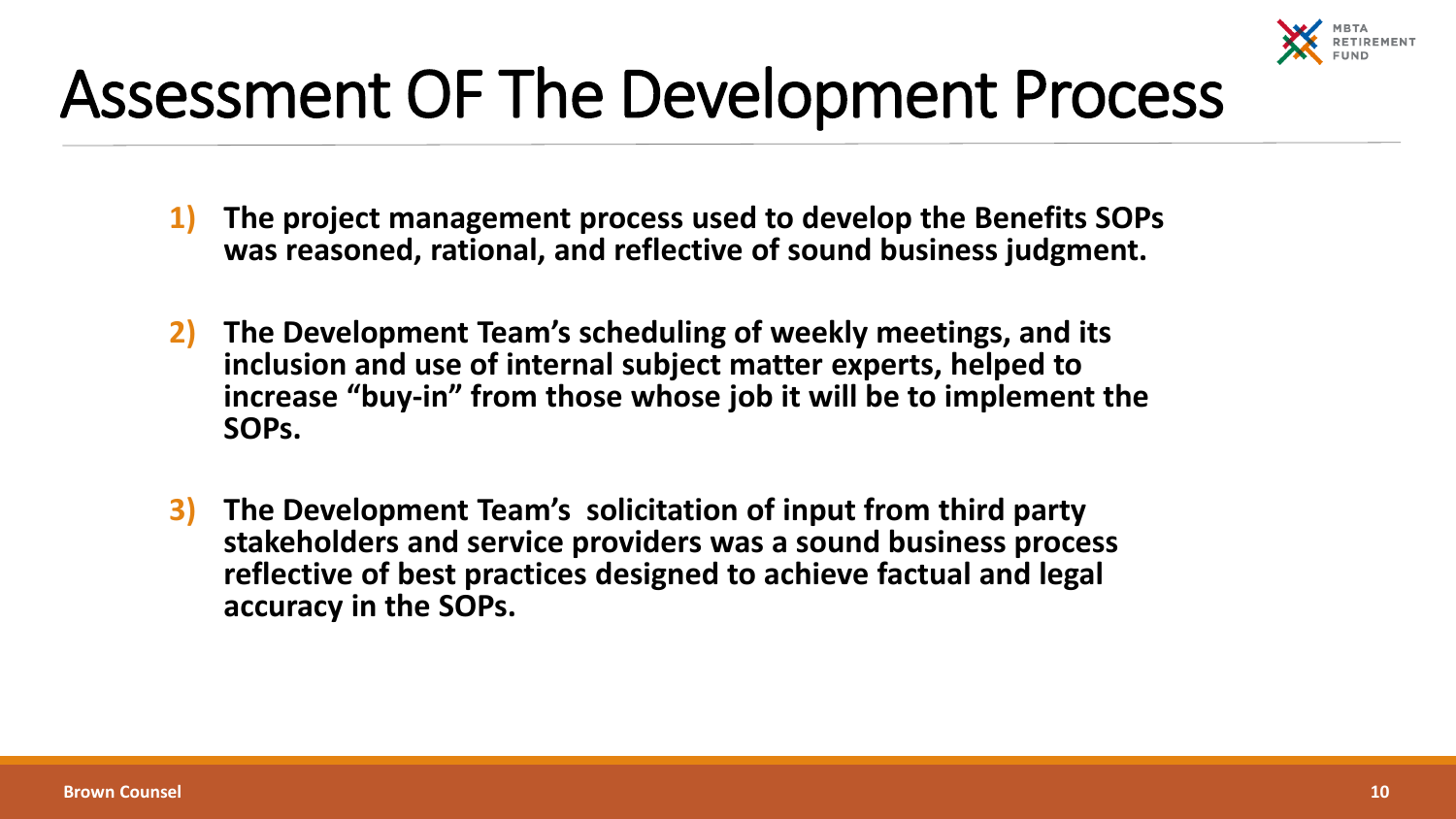# Assessment OF The Development Process

1) **The project management process used to develop the Benefits SOPs was reasoned, rational, and reflective of sound business judgment.**

2) **The Development Team's scheduling of weekly meetings, and its inclusion and use of internal subject matter experts, helped to increase "buy-in" from those whose job it will be to implement the SOPs.**

3) **The Development Team's solicitation of input from third party stakeholders and service providers was a sound business process reflective of best practices designed to achieve factual and legal accuracy in the SOPs.**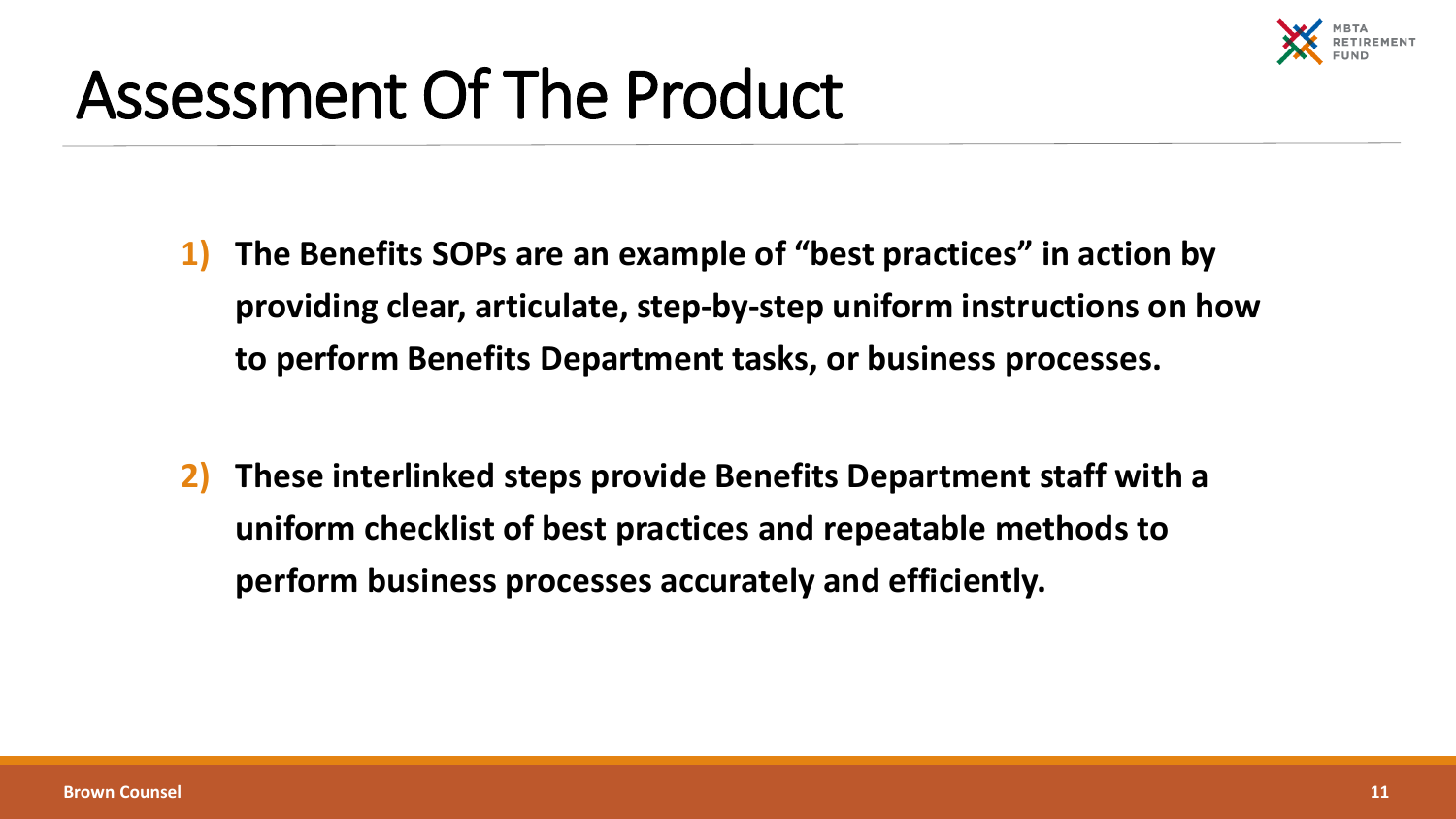# Assessment Of The Product

1) **The Benefits SOPs are an example of "best practices" in action by providing clear, articulate, step-by-step uniform instructions on how to perform Benefits Department tasks, or business processes.**

2) **These interlinked steps provide Benefits Department staff with a uniform checklist of best practices and repeatable methods to perform business processes accurately and efficiently.**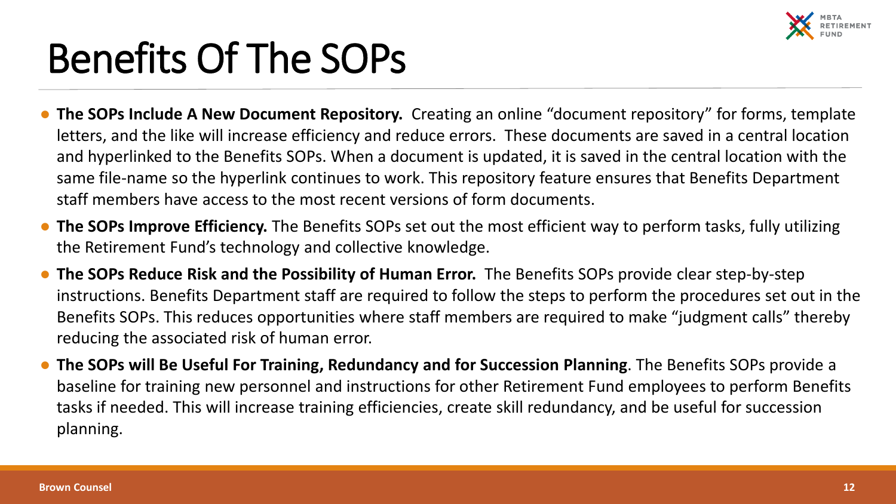# Benefits Of The SOPs

- **The SOPs Include A New Document Repository.** Creating an online "document repository" for forms, template letters, and the like will increase efficiency and reduce errors. These documents are saved in a central location and hyperlinked to the Benefits SOPs. When a document is updated, it is saved in the central location with the same file-name so the hyperlink continues to work. This repository feature ensures that Benefits Department staff members have access to the most recent versions of form documents.
- **The SOPs Improve Efficiency.** The Benefits SOPs set out the most efficient way to perform tasks, fully utilizing the Retirement Fund's technology and collective knowledge.
- **The SOPs Reduce Risk and the Possibility of Human Error.** The Benefits SOPs provide clear step-by-step instructions. Benefits Department staff are required to follow the steps to perform the procedures set out in the Benefits SOPs. This reduces opportunities where staff members are required to make "judgment calls" thereby reducing the associated risk of human error.
- **The SOPs will Be Useful For Training, Redundancy and for Succession Planning**. The Benefits SOPs provide a baseline for training new personnel and instructions for other Retirement Fund employees to perform Benefits tasks if needed. This will increase training efficiencies, create skill redundancy, and be useful for succession planning.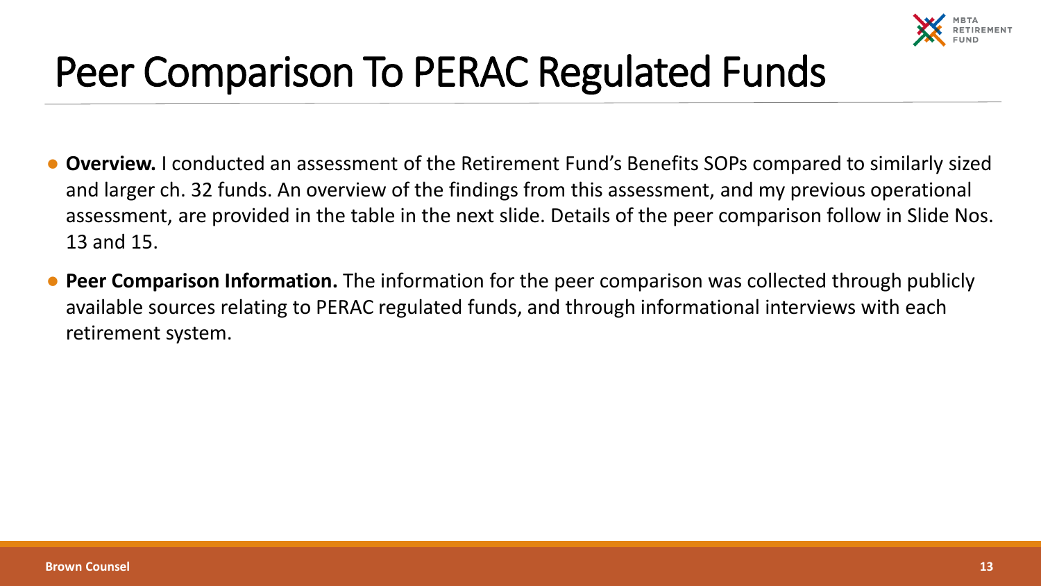# Peer Comparison To PERAC Regulated Funds

- **Overview.** I conducted an assessment of the Retirement Fund's Benefits SOPs compared to similarly sized and larger ch. 32 funds. An overview of the findings from this assessment, and my previous operational assessment, are provided in the table in the next slide. Details of the peer comparison follow in Slide Nos. 13 and 15.
- **Peer Comparison Information.** The information for the peer comparison was collected through publicly available sources relating to PERAC regulated funds, and through informational interviews with each retirement system.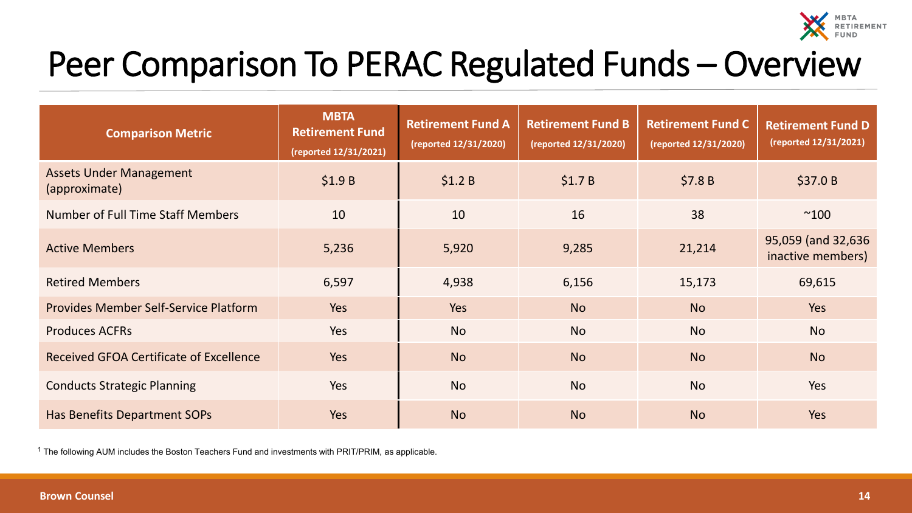# Peer Comparison To PERAC Regulated Funds – Overview

| Comparison Metric | MBTA Retirement Fund (reported 12/31/2021) | Retirement Fund A (reported 12/31/2020) | Retirement Fund B (reported 12/31/2020) | Retirement Fund C (reported 12/31/2020) | Retirement Fund D (reported 12/31/2021) |
|---|---|---|---|---|---|
| Assets Under Management (approximate) | $1.9 B | $1.2 B | $1.7 B | $7.8 B | $37.0 B |
| Number of Full Time Staff Members | 10 | 10 | 16 | 38 | ~100 |
| Active Members | 5,236 | 5,920 | 9,285 | 21,214 | 95,059 (and 32,636 inactive members) |
| Retired Members | 6,597 | 4,938 | 6,156 | 15,173 | 69,615 |
| Provides Member Self-Service Platform | Yes | Yes | No | No | Yes |
| Produces ACFRs | Yes | No | No | No | No |
| Received GFOA Certificate of Excellence | Yes | No | No | No | No |
| Conducts Strategic Planning | Yes | No | No | No | Yes |
| Has Benefits Department SOPs | Yes | No | No | No | Yes |

[1] The following AUM includes the Boston Teachers Fund and investments with PRIT/PRIM, as applicable.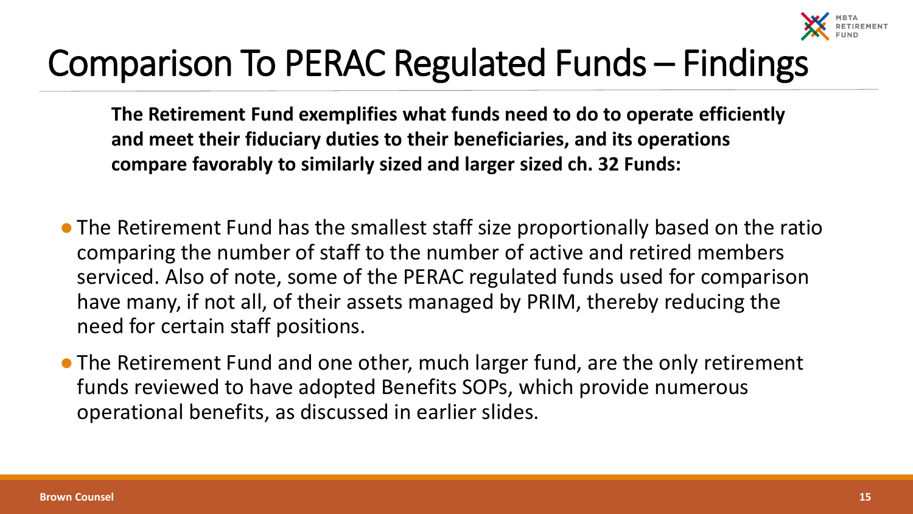# Comparison To PERAC Regulated Funds – Findings

**The Retirement Fund exemplifies what funds need to do to operate efficiently and meet their fiduciary duties to their beneficiaries, and its operations compare favorably to similarly sized and larger sized ch. 32 Funds:**

- The Retirement Fund has the smallest staff size proportionally based on the ratio comparing the number of staff to the number of active and retired members serviced. Also of note, some of the PERAC regulated funds used for comparison have many, if not all, of their assets managed by PRIM, thereby reducing the need for certain staff positions.
- The Retirement Fund and one other, much larger fund, are the only retirement funds reviewed to have adopted Benefits SOPs, which provide numerous operational benefits, as discussed in earlier slides.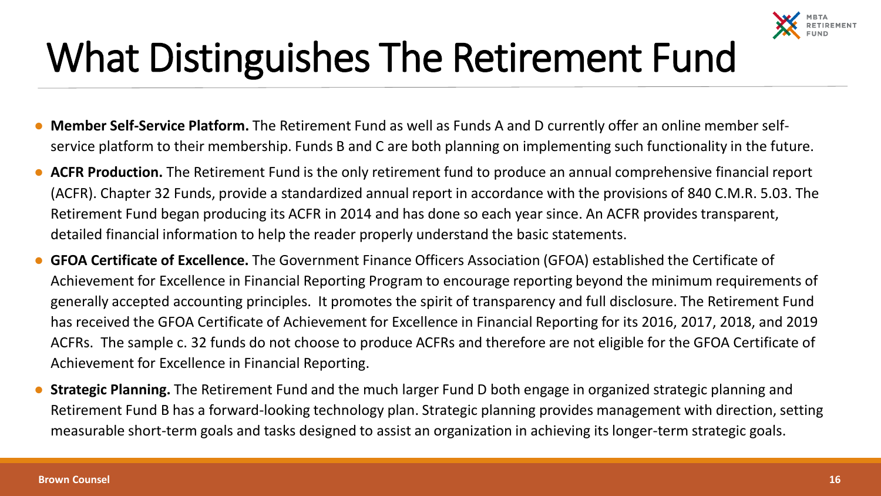# What Distinguishes The Retirement Fund

- **Member Self-Service Platform.** The Retirement Fund as well as Funds A and D currently offer an online member self-service platform to their membership. Funds B and C are both planning on implementing such functionality in the future.
- **ACFR Production.** The Retirement Fund is the only retirement fund to produce an annual comprehensive financial report (ACFR). Chapter 32 Funds, provide a standardized annual report in accordance with the provisions of 840 C.M.R. 5.03. The Retirement Fund began producing its ACFR in 2014 and has done so each year since. An ACFR provides transparent, detailed financial information to help the reader properly understand the basic statements.
- **GFOA Certificate of Excellence.** The Government Finance Officers Association (GFOA) established the Certificate of Achievement for Excellence in Financial Reporting Program to encourage reporting beyond the minimum requirements of generally accepted accounting principles. It promotes the spirit of transparency and full disclosure. The Retirement Fund has received the GFOA Certificate of Achievement for Excellence in Financial Reporting for its 2016, 2017, 2018, and 2019 ACFRs. The sample c. 32 funds do not choose to produce ACFRs and therefore are not eligible for the GFOA Certificate of Achievement for Excellence in Financial Reporting.
- **Strategic Planning.** The Retirement Fund and the much larger Fund D both engage in organized strategic planning and Retirement Fund B has a forward-looking technology plan. Strategic planning provides management with direction, setting measurable short-term goals and tasks designed to assist an organization in achieving its longer-term strategic goals.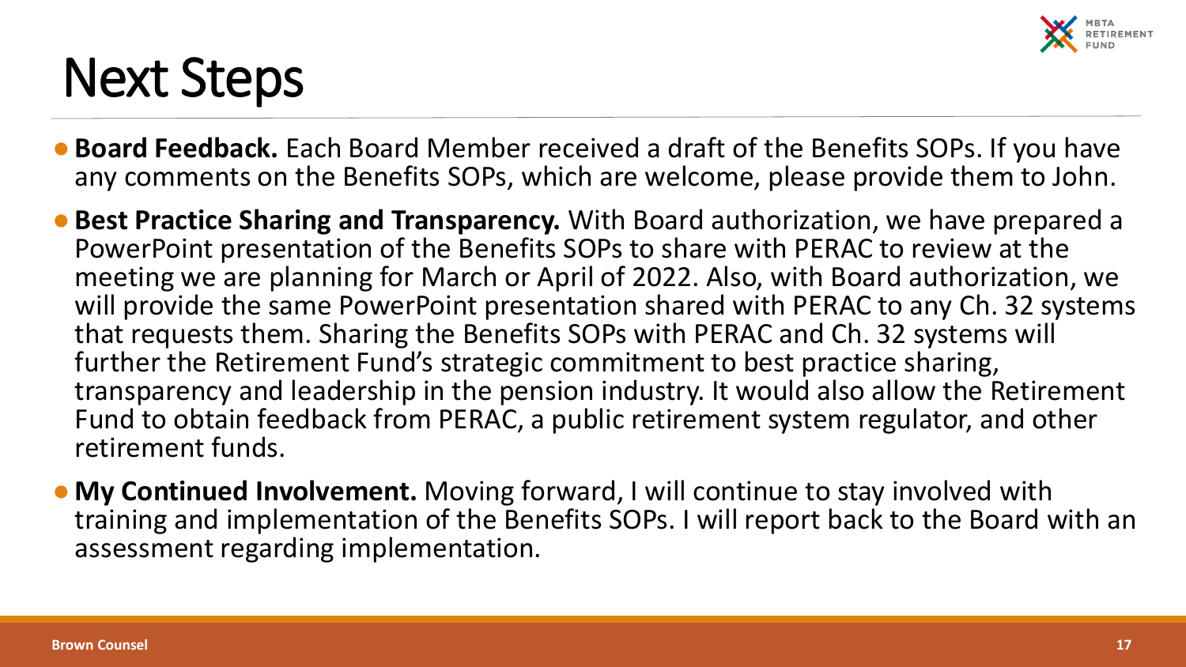# Next Steps

- **Board Feedback.** Each Board Member received a draft of the Benefits SOPs. If you have any comments on the Benefits SOPs, which are welcome, please provide them to John.
- **Best Practice Sharing and Transparency.** With Board authorization, we have prepared a PowerPoint presentation of the Benefits SOPs to share with PERAC to review at the meeting we are planning for March or April of 2022. Also, with Board authorization, we will provide the same PowerPoint presentation shared with PERAC to any Ch. 32 systems that requests them. Sharing the Benefits SOPs with PERAC and Ch. 32 systems will further the Retirement Fund's strategic commitment to best practice sharing, transparency and leadership in the pension industry. It would also allow the Retirement Fund to obtain feedback from PERAC, a public retirement system regulator, and other retirement funds.
- **My Continued Involvement.** Moving forward, I will continue to stay involved with training and implementation of the Benefits SOPs. I will report back to the Board with an assessment regarding implementation.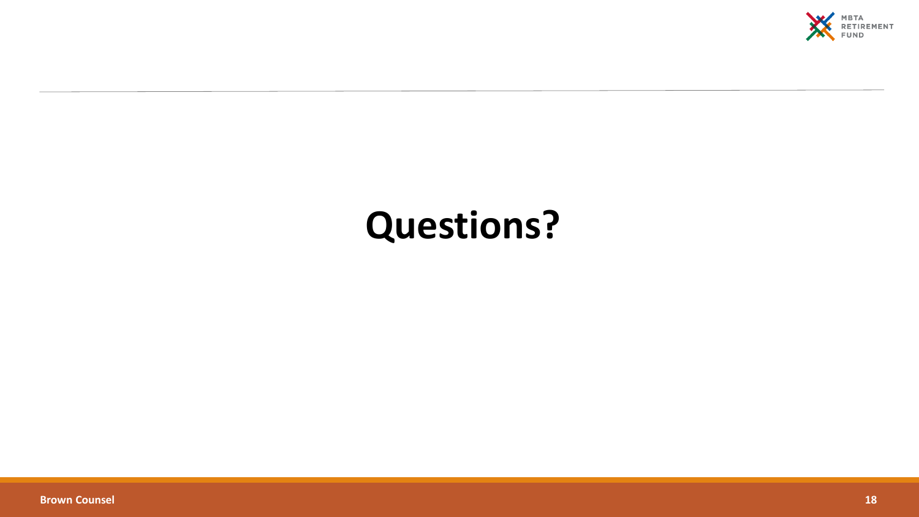# Questions?